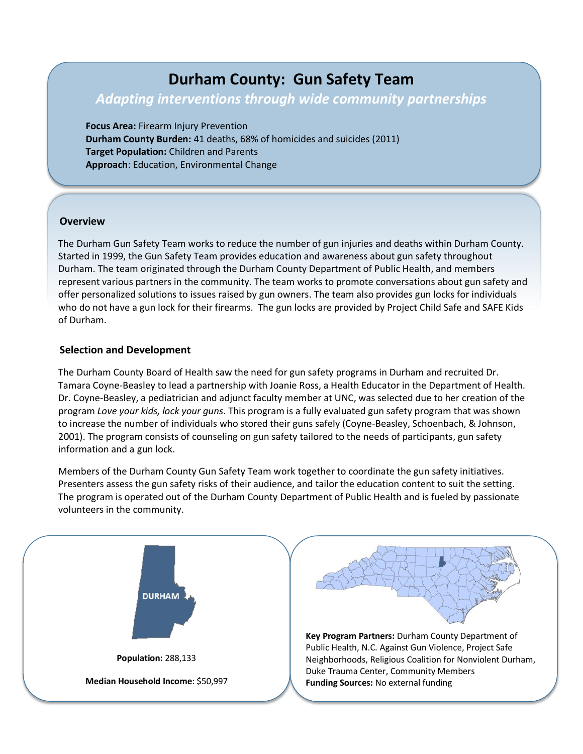# Durham County: Gun Safety Team

*Adapting interventions through wide community partnerships*

**Focus Area:** Firearm Injury Prevention
**Durham County Burden:** 41 deaths, 68% of homicides and suicides (2011)
**Target Population:** Children and Parents
**Approach**: Education, Environmental Change

## Overview

The Durham Gun Safety Team works to reduce the number of gun injuries and deaths within Durham County. Started in 1999, the Gun Safety Team provides education and awareness about gun safety throughout Durham. The team originated through the Durham County Department of Public Health, and members represent various partners in the community. The team works to promote conversations about gun safety and offer personalized solutions to issues raised by gun owners. The team also provides gun locks for individuals who do not have a gun lock for their firearms. The gun locks are provided by Project Child Safe and SAFE Kids of Durham.

## Selection and Development

The Durham County Board of Health saw the need for gun safety programs in Durham and recruited Dr. Tamara Coyne-Beasley to lead a partnership with Joanie Ross, a Health Educator in the Department of Health. Dr. Coyne-Beasley, a pediatrician and adjunct faculty member at UNC, was selected due to her creation of the program *Love your kids, lock your guns*. This program is a fully evaluated gun safety program that was shown to increase the number of individuals who stored their guns safely (Coyne-Beasley, Schoenbach, & Johnson, 2001). The program consists of counseling on gun safety tailored to the needs of participants, gun safety information and a gun lock.

Members of the Durham County Gun Safety Team work together to coordinate the gun safety initiatives. Presenters assess the gun safety risks of their audience, and tailor the education content to suit the setting. The program is operated out of the Durham County Department of Public Health and is fueled by passionate volunteers in the community.

DURHAM

**Population:** 288,133

**Median Household Income**: $50,997

**Key Program Partners:** Durham County Department of Public Health, N.C. Against Gun Violence, Project Safe Neighborhoods, Religious Coalition for Nonviolent Durham, Duke Trauma Center, Community Members
**Funding Sources:** No external funding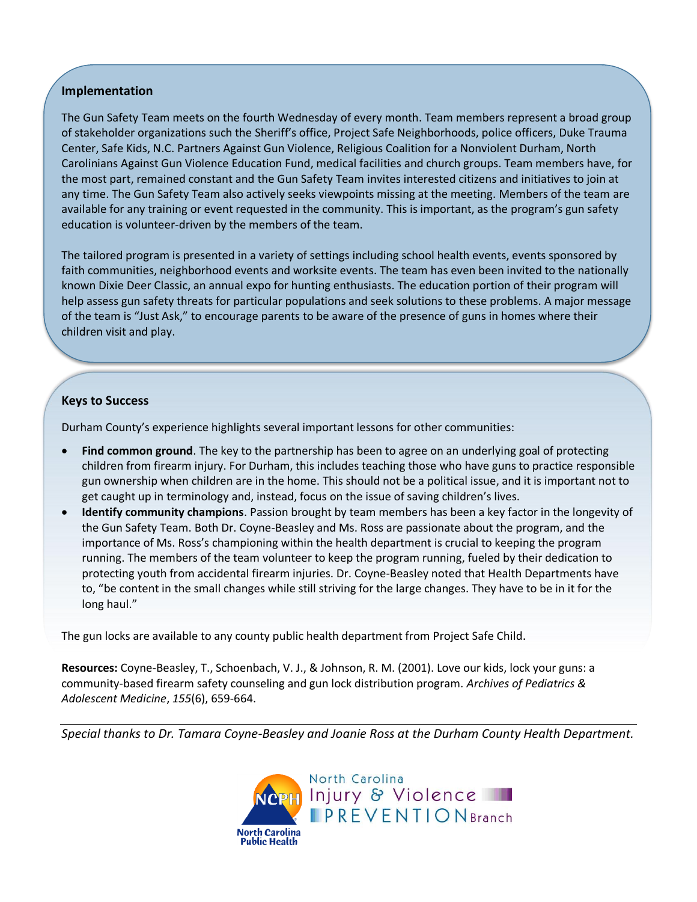## Implementation

The Gun Safety Team meets on the fourth Wednesday of every month. Team members represent a broad group of stakeholder organizations such the Sheriff's office, Project Safe Neighborhoods, police officers, Duke Trauma Center, Safe Kids, N.C. Partners Against Gun Violence, Religious Coalition for a Nonviolent Durham, North Carolinians Against Gun Violence Education Fund, medical facilities and church groups. Team members have, for the most part, remained constant and the Gun Safety Team invites interested citizens and initiatives to join at any time. The Gun Safety Team also actively seeks viewpoints missing at the meeting. Members of the team are available for any training or event requested in the community. This is important, as the program's gun safety education is volunteer-driven by the members of the team.

The tailored program is presented in a variety of settings including school health events, events sponsored by faith communities, neighborhood events and worksite events. The team has even been invited to the nationally known Dixie Deer Classic, an annual expo for hunting enthusiasts. The education portion of their program will help assess gun safety threats for particular populations and seek solutions to these problems. A major message of the team is "Just Ask," to encourage parents to be aware of the presence of guns in homes where their children visit and play.

## Keys to Success

Durham County's experience highlights several important lessons for other communities:

- **Find common ground**. The key to the partnership has been to agree on an underlying goal of protecting children from firearm injury. For Durham, this includes teaching those who have guns to practice responsible gun ownership when children are in the home. This should not be a political issue, and it is important not to get caught up in terminology and, instead, focus on the issue of saving children's lives.
- **Identify community champions**. Passion brought by team members has been a key factor in the longevity of the Gun Safety Team. Both Dr. Coyne-Beasley and Ms. Ross are passionate about the program, and the importance of Ms. Ross's championing within the health department is crucial to keeping the program running. The members of the team volunteer to keep the program running, fueled by their dedication to protecting youth from accidental firearm injuries. Dr. Coyne-Beasley noted that Health Departments have to, "be content in the small changes while still striving for the large changes. They have to be in it for the long haul."

The gun locks are available to any county public health department from Project Safe Child.

**Resources:** Coyne-Beasley, T., Schoenbach, V. J., & Johnson, R. M. (2001). Love our kids, lock your guns: a community-based firearm safety counseling and gun lock distribution program. *Archives of Pediatrics & Adolescent Medicine*, *155*(6), 659-664.

---

*Special thanks to Dr. Tamara Coyne-Beasley and Joanie Ross at the Durham County Health Department.*

NCPH North Carolina Public Health

North Carolina Injury & Violence PREVENTION Branch